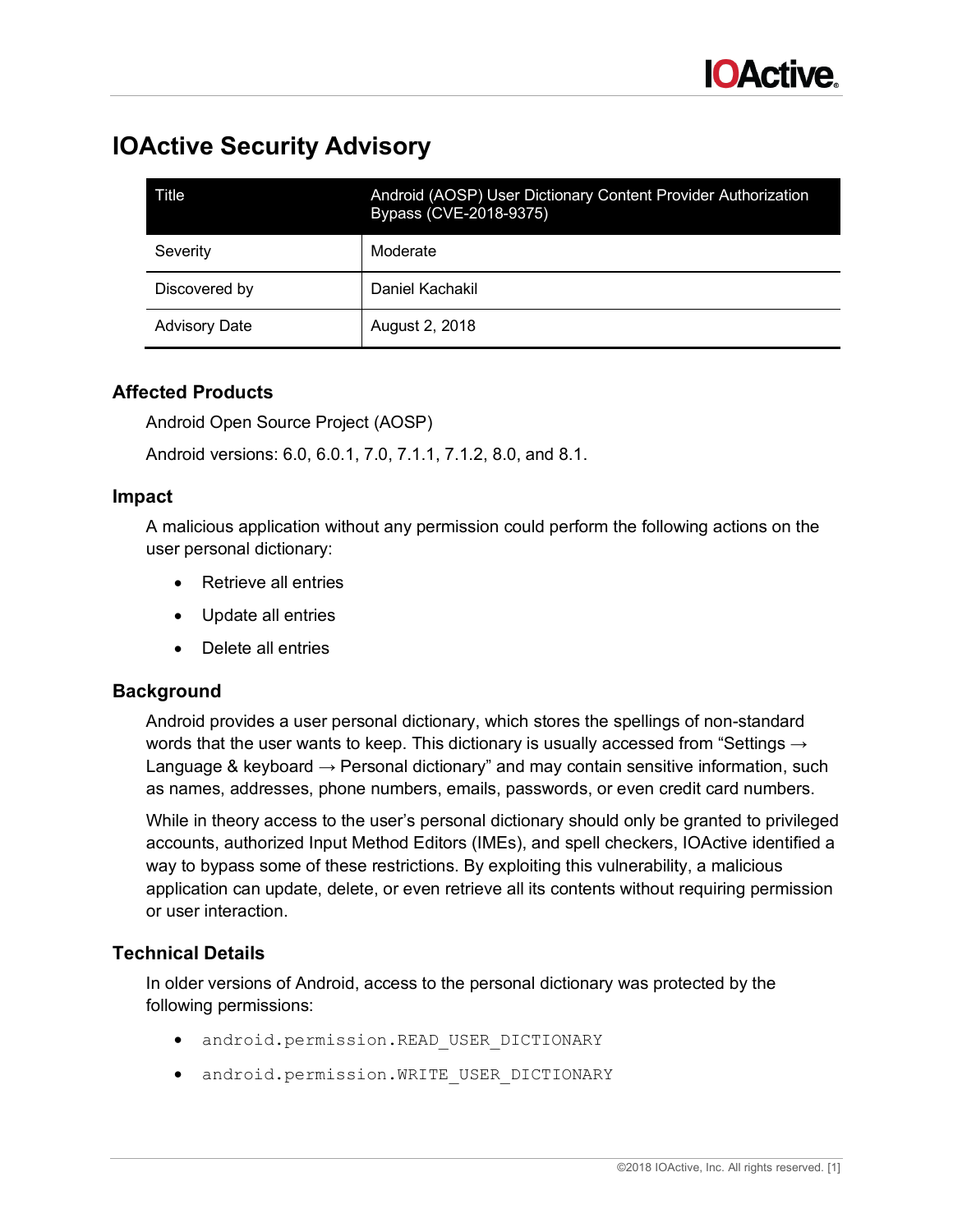# IOActive Security Advisory

| Title | Android (AOSP) User Dictionary Content Provider Authorization Bypass (CVE-2018-9375) |
|---|---|
| Severity | Moderate |
| Discovered by | Daniel Kachakil |
| Advisory Date | August 2, 2018 |

## Affected Products

Android Open Source Project (AOSP)

Android versions: 6.0, 6.0.1, 7.0, 7.1.1, 7.1.2, 8.0, and 8.1.

## Impact

A malicious application without any permission could perform the following actions on the user personal dictionary:

- Retrieve all entries
- Update all entries
- Delete all entries

## Background

Android provides a user personal dictionary, which stores the spellings of non-standard words that the user wants to keep. This dictionary is usually accessed from "Settings → Language & keyboard → Personal dictionary" and may contain sensitive information, such as names, addresses, phone numbers, emails, passwords, or even credit card numbers.

While in theory access to the user's personal dictionary should only be granted to privileged accounts, authorized Input Method Editors (IMEs), and spell checkers, IOActive identified a way to bypass some of these restrictions. By exploiting this vulnerability, a malicious application can update, delete, or even retrieve all its contents without requiring permission or user interaction.

## Technical Details

In older versions of Android, access to the personal dictionary was protected by the following permissions:

- `android.permission.READ_USER_DICTIONARY`
- `android.permission.WRITE_USER_DICTIONARY`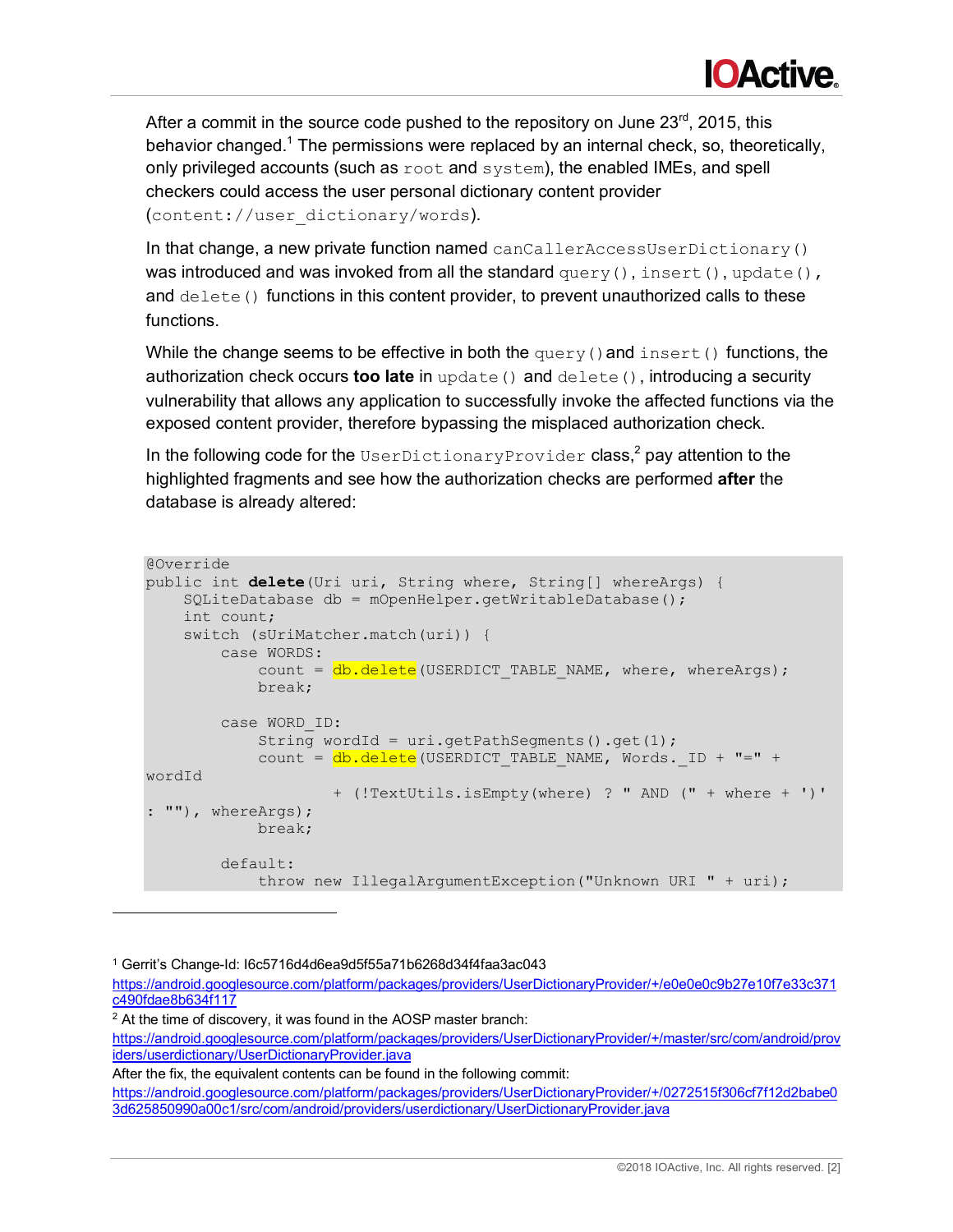After a commit in the source code pushed to the repository on June 23rd, 2015, this behavior changed.[1] The permissions were replaced by an internal check, so, theoretically, only privileged accounts (such as `root` and `system`), the enabled IMEs, and spell checkers could access the user personal dictionary content provider (`content://user_dictionary/words`).

In that change, a new private function named `canCallerAccessUserDictionary()` was introduced and was invoked from all the standard `query()`, `insert()`, `update()`, and `delete()` functions in this content provider, to prevent unauthorized calls to these functions.

While the change seems to be effective in both the `query()` and `insert()` functions, the authorization check occurs **too late** in `update()` and `delete()`, introducing a security vulnerability that allows any application to successfully invoke the affected functions via the exposed content provider, therefore bypassing the misplaced authorization check.

In the following code for the `UserDictionaryProvider` class,[2] pay attention to the highlighted fragments and see how the authorization checks are performed **after** the database is already altered:

```
@Override
public int delete(Uri uri, String where, String[] whereArgs) {
    SQLiteDatabase db = mOpenHelper.getWritableDatabase();
    int count;
    switch (sUriMatcher.match(uri)) {
        case WORDS:
            count = db.delete(USERDICT_TABLE_NAME, where, whereArgs);
            break;

        case WORD_ID:
            String wordId = uri.getPathSegments().get(1);
            count = db.delete(USERDICT_TABLE_NAME, Words._ID + "=" +
wordId
                    + (!TextUtils.isEmpty(where) ? " AND (" + where + ')'
: ""), whereArgs);
            break;

        default:
            throw new IllegalArgumentException("Unknown URI " + uri);
```

---

[1] Gerrit's Change-Id: I6c5716d4d6ea9d5f55a71b6268d34f4faa3ac043
https://android.googlesource.com/platform/packages/providers/UserDictionaryProvider/+/e0e0c9b27e10f7e33c371c490fdae8b634f117

[2] At the time of discovery, it was found in the AOSP master branch:
https://android.googlesource.com/platform/packages/providers/UserDictionaryProvider/+/master/src/com/android/providers/userdictionary/UserDictionaryProvider.java
After the fix, the equivalent contents can be found in the following commit:
https://android.googlesource.com/platform/packages/providers/UserDictionaryProvider/+/0272515f306cf7f12d2babe03d625850990a00c1/src/com/android/providers/userdictionary/UserDictionaryProvider.java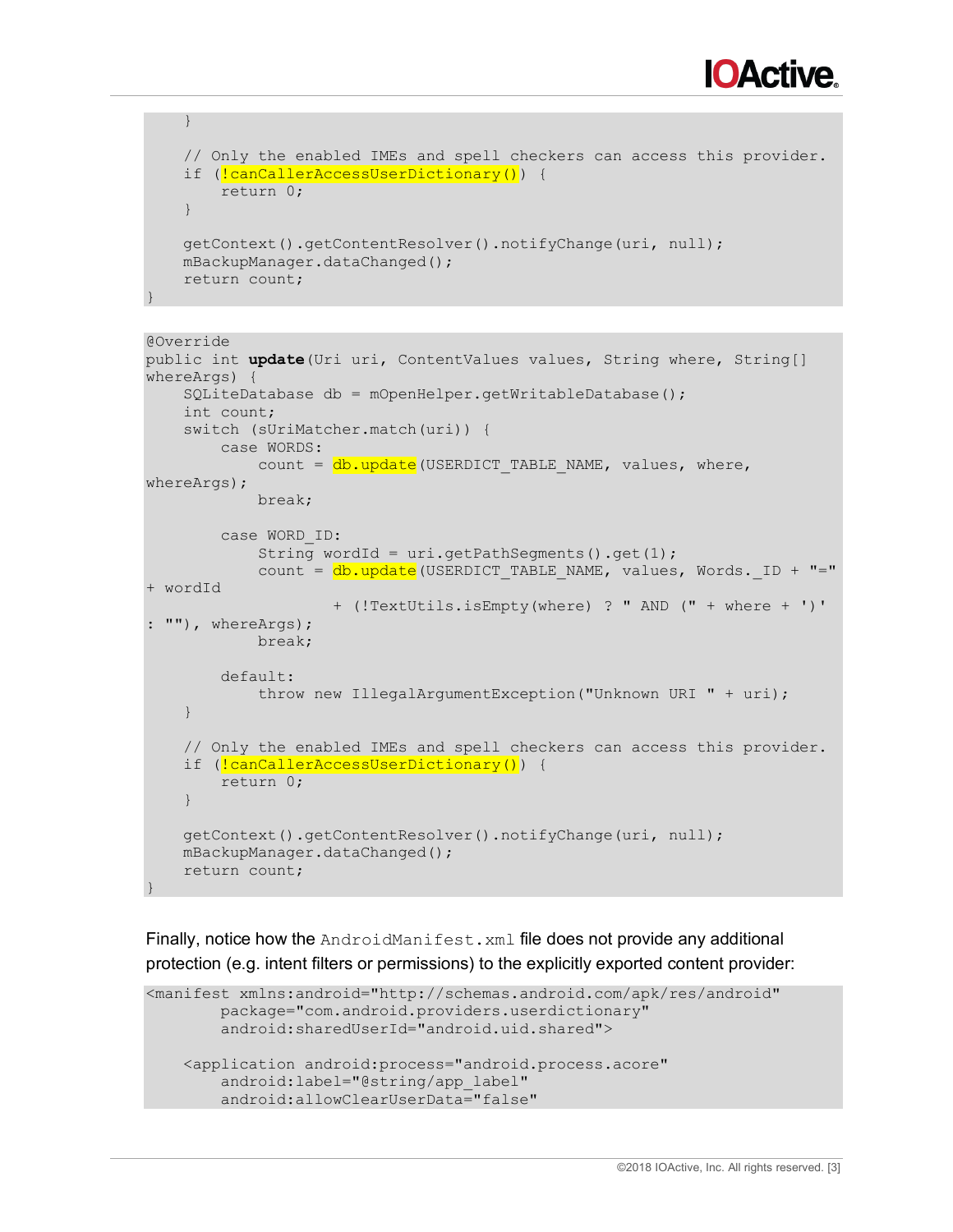```
    }

    // Only the enabled IMEs and spell checkers can access this provider.
    if (!canCallerAccessUserDictionary()) {
        return 0;
    }

    getContext().getContentResolver().notifyChange(uri, null);
    mBackupManager.dataChanged();
    return count;
}
```

```
@Override
public int update(Uri uri, ContentValues values, String where, String[]
whereArgs) {
    SQLiteDatabase db = mOpenHelper.getWritableDatabase();
    int count;
    switch (sUriMatcher.match(uri)) {
        case WORDS:
            count = db.update(USERDICT_TABLE_NAME, values, where,
whereArgs);
            break;

        case WORD_ID:
            String wordId = uri.getPathSegments().get(1);
            count = db.update(USERDICT_TABLE_NAME, values, Words._ID + "="
+ wordId
                    + (!TextUtils.isEmpty(where) ? " AND (" + where + ')'
: ""), whereArgs);
            break;

        default:
            throw new IllegalArgumentException("Unknown URI " + uri);
    }

    // Only the enabled IMEs and spell checkers can access this provider.
    if (!canCallerAccessUserDictionary()) {
        return 0;
    }

    getContext().getContentResolver().notifyChange(uri, null);
    mBackupManager.dataChanged();
    return count;
}
```

Finally, notice how the `AndroidManifest.xml` file does not provide any additional protection (e.g. intent filters or permissions) to the explicitly exported content provider:

```
<manifest xmlns:android="http://schemas.android.com/apk/res/android"
        package="com.android.providers.userdictionary"
        android:sharedUserId="android.uid.shared">

    <application android:process="android.process.acore"
        android:label="@string/app_label"
        android:allowClearUserData="false"
```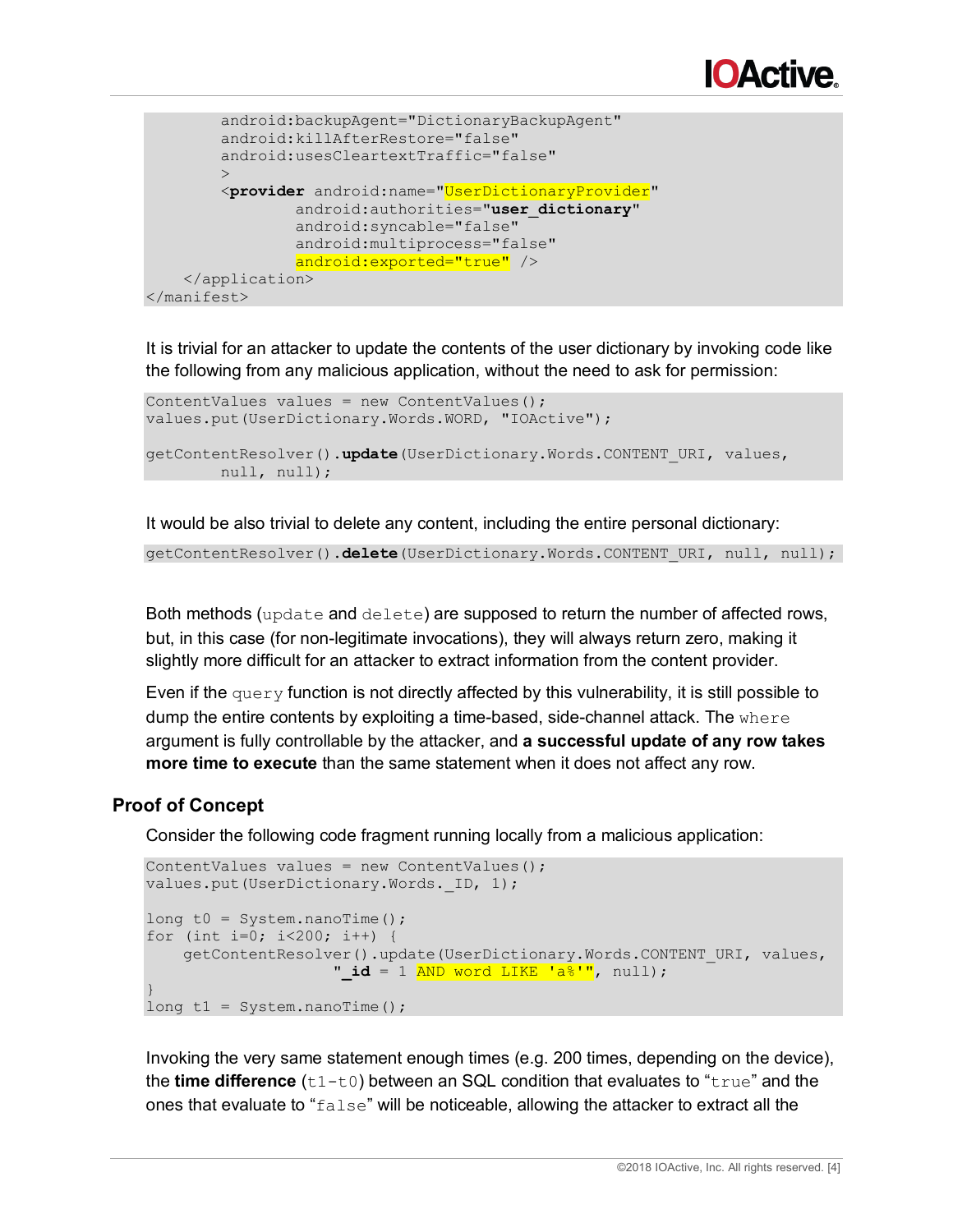```
        android:backupAgent="DictionaryBackupAgent"
        android:killAfterRestore="false"
        android:usesCleartextTraffic="false"
        >
        <provider android:name="UserDictionaryProvider"
                android:authorities="user_dictionary"
                android:syncable="false"
                android:multiprocess="false"
                android:exported="true" />
    </application>
</manifest>
```

It is trivial for an attacker to update the contents of the user dictionary by invoking code like the following from any malicious application, without the need to ask for permission:

```
ContentValues values = new ContentValues();
values.put(UserDictionary.Words.WORD, "IOActive");

getContentResolver().update(UserDictionary.Words.CONTENT_URI, values,
        null, null);
```

It would be also trivial to delete any content, including the entire personal dictionary:

```
getContentResolver().delete(UserDictionary.Words.CONTENT_URI, null, null);
```

Both methods (`update` and `delete`) are supposed to return the number of affected rows, but, in this case (for non-legitimate invocations), they will always return zero, making it slightly more difficult for an attacker to extract information from the content provider.

Even if the `query` function is not directly affected by this vulnerability, it is still possible to dump the entire contents by exploiting a time-based, side-channel attack. The `where` argument is fully controllable by the attacker, and **a successful update of any row takes more time to execute** than the same statement when it does not affect any row.

### Proof of Concept

Consider the following code fragment running locally from a malicious application:

```
ContentValues values = new ContentValues();
values.put(UserDictionary.Words._ID, 1);

long t0 = System.nanoTime();
for (int i=0; i<200; i++) {
    getContentResolver().update(UserDictionary.Words.CONTENT_URI, values,
                    "_id = 1 AND word LIKE 'a%'", null);
}
long t1 = System.nanoTime();
```

Invoking the very same statement enough times (e.g. 200 times, depending on the device), the **time difference** (`t1-t0`) between an SQL condition that evaluates to "`true`" and the ones that evaluate to "`false`" will be noticeable, allowing the attacker to extract all the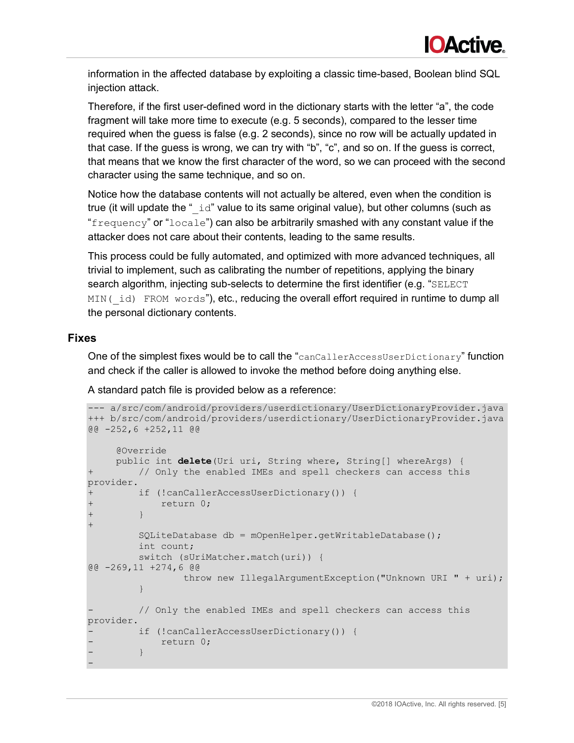information in the affected database by exploiting a classic time-based, Boolean blind SQL injection attack.

Therefore, if the first user-defined word in the dictionary starts with the letter “a”, the code fragment will take more time to execute (e.g. 5 seconds), compared to the lesser time required when the guess is false (e.g. 2 seconds), since no row will be actually updated in that case. If the guess is wrong, we can try with “b”, “c”, and so on. If the guess is correct, that means that we know the first character of the word, so we can proceed with the second character using the same technique, and so on.

Notice how the database contents will not actually be altered, even when the condition is true (it will update the “`_id`” value to its same original value), but other columns (such as “`frequency`” or “`locale`”) can also be arbitrarily smashed with any constant value if the attacker does not care about their contents, leading to the same results.

This process could be fully automated, and optimized with more advanced techniques, all trivial to implement, such as calibrating the number of repetitions, applying the binary search algorithm, injecting sub-selects to determine the first identifier (e.g. “`SELECT MIN(_id) FROM words`”), etc., reducing the overall effort required in runtime to dump all the personal dictionary contents.

## Fixes

One of the simplest fixes would be to call the “`canCallerAccessUserDictionary`” function and check if the caller is allowed to invoke the method before doing anything else.

A standard patch file is provided below as a reference:

```
--- a/src/com/android/providers/userdictionary/UserDictionaryProvider.java
+++ b/src/com/android/providers/userdictionary/UserDictionaryProvider.java
@@ -252,6 +252,11 @@

     @Override
     public int delete(Uri uri, String where, String[] whereArgs) {
+        // Only the enabled IMEs and spell checkers can access this provider.
+        if (!canCallerAccessUserDictionary()) {
+            return 0;
+        }
+
         SQLiteDatabase db = mOpenHelper.getWritableDatabase();
         int count;
         switch (sUriMatcher.match(uri)) {
@@ -269,11 +274,6 @@
                 throw new IllegalArgumentException("Unknown URI " + uri);
         }

-        // Only the enabled IMEs and spell checkers can access this provider.
-        if (!canCallerAccessUserDictionary()) {
-            return 0;
-        }
-
```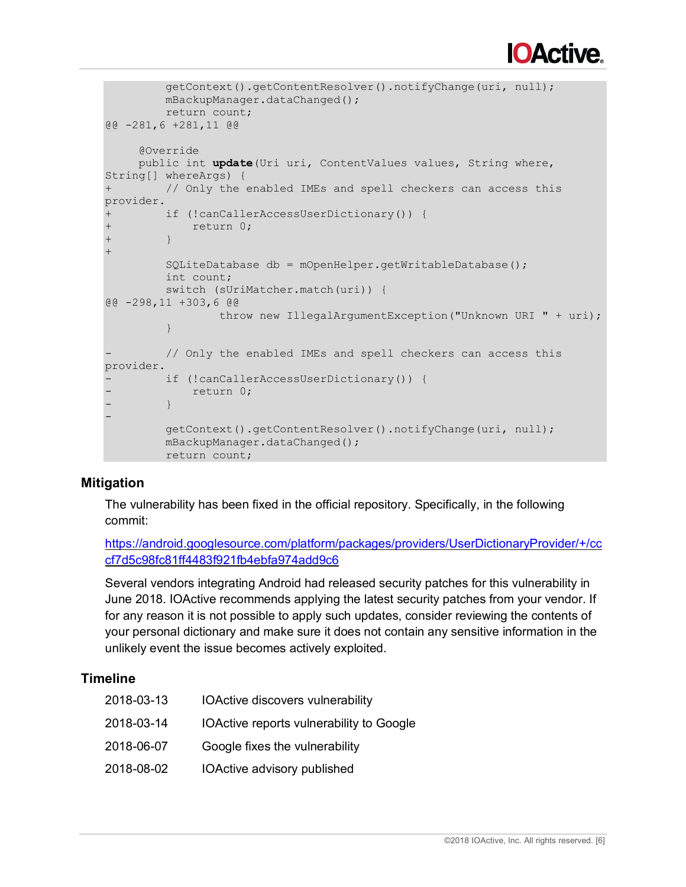```
        getContext().getContentResolver().notifyChange(uri, null);
        mBackupManager.dataChanged();
        return count;
@@ -281,6 +281,11 @@

     @Override
     public int update(Uri uri, ContentValues values, String where,
String[] whereArgs) {
+        // Only the enabled IMEs and spell checkers can access this
provider.
+        if (!canCallerAccessUserDictionary()) {
+            return 0;
+        }
+
         SQLiteDatabase db = mOpenHelper.getWritableDatabase();
         int count;
         switch (sUriMatcher.match(uri)) {
@@ -298,11 +303,6 @@
                throw new IllegalArgumentException("Unknown URI " + uri);
         }

-        // Only the enabled IMEs and spell checkers can access this
provider.
-        if (!canCallerAccessUserDictionary()) {
-            return 0;
-        }
-
         getContext().getContentResolver().notifyChange(uri, null);
         mBackupManager.dataChanged();
         return count;
```

## Mitigation

The vulnerability has been fixed in the official repository. Specifically, in the following commit:

https://android.googlesource.com/platform/packages/providers/UserDictionaryProvider/+/cccf7d5c98fc81ff4483f921fb4ebfa974add9c6

Several vendors integrating Android had released security patches for this vulnerability in June 2018. IOActive recommends applying the latest security patches from your vendor. If for any reason it is not possible to apply such updates, consider reviewing the contents of your personal dictionary and make sure it does not contain any sensitive information in the unlikely event the issue becomes actively exploited.

## Timeline

| | |
|---|---|
| 2018-03-13 | IOActive discovers vulnerability |
| 2018-03-14 | IOActive reports vulnerability to Google |
| 2018-06-07 | Google fixes the vulnerability |
| 2018-08-02 | IOActive advisory published |